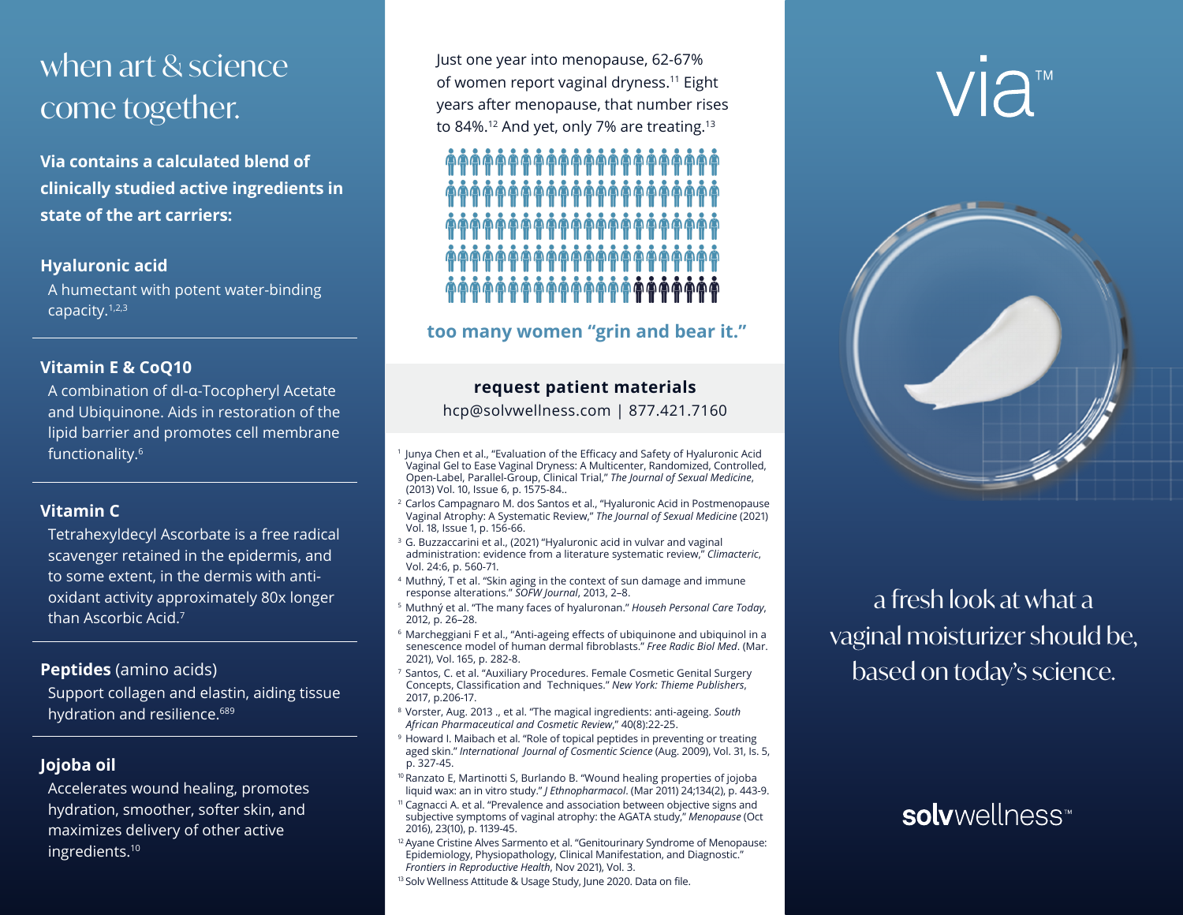# when art & science come together.

**Via contains a calculated blend of clinically studied active ingredients in state of the art carriers:**

### Hyaluronic acid

A humectant with potent water-binding capacity.[1,2,3]

### Vitamin E & CoQ10

A combination of dl-α-Tocopheryl Acetate and Ubiquinone. Aids in restoration of the lipid barrier and promotes cell membrane functionality.[6]

### Vitamin C

Tetrahexyldecyl Ascorbate is a free radical scavenger retained in the epidermis, and to some extent, in the dermis with anti-oxidant activity approximately 80x longer than Ascorbic Acid.[7]

### **Peptides** (amino acids)

Support collagen and elastin, aiding tissue hydration and resilience.[689]

### Jojoba oil

Accelerates wound healing, promotes hydration, smoother, softer skin, and maximizes delivery of other active ingredients.[10]

Just one year into menopause, 62-67% of women report vaginal dryness.[11] Eight years after menopause, that number rises to 84%.[12] And yet, only 7% are treating.[13]

**too many women "grin and bear it."**

**request patient materials**

hcp@solvwellness.com | 877.421.7160

[1] Junya Chen et al., "Evaluation of the Efficacy and Safety of Hyaluronic Acid Vaginal Gel to Ease Vaginal Dryness: A Multicenter, Randomized, Controlled, Open-Label, Parallel-Group, Clinical Trial," *The Journal of Sexual Medicine*, (2013) Vol. 10, Issue 6, p. 1575-84..

[2] Carlos Campagnaro M. dos Santos et al., "Hyaluronic Acid in Postmenopause Vaginal Atrophy: A Systematic Review," *The Journal of Sexual Medicine* (2021) Vol. 18, Issue 1, p. 156-66.

[3] G. Buzzaccarini et al., (2021) "Hyaluronic acid in vulvar and vaginal administration: evidence from a literature systematic review," *Climacteric*, Vol. 24:6, p. 560-71.

[4] Muthný, T et al. "Skin aging in the context of sun damage and immune response alterations." *SOFW Journal*, 2013, 2–8.

[5] Muthný et al. "The many faces of hyaluronan." *Househ Personal Care Today*, 2012, p. 26–28.

[6] Marcheggiani F et al., "Anti-ageing effects of ubiquinone and ubiquinol in a senescence model of human dermal fibroblasts." *Free Radic Biol Med*. (Mar. 2021), Vol. 165, p. 282-8.

[7] Santos, C. et al. "Auxiliary Procedures. Female Cosmetic Genital Surgery Concepts, Classification and Techniques." *New York: Thieme Publishers*, 2017, p.206-17.

[8] Vorster, Aug. 2013 ., et al. "The magical ingredients: anti-ageing. *South African Pharmaceutical and Cosmetic Review*," 40(8):22-25.

[9] Howard I. Maibach et al. "Role of topical peptides in preventing or treating aged skin." *International Journal of Cosmentic Science* (Aug. 2009), Vol. 31, Is. 5, p. 327-45.

[10] Ranzato E, Martinotti S, Burlando B. "Wound healing properties of jojoba liquid wax: an in vitro study." *J Ethnopharmacol*. (Mar 2011) 24;134(2), p. 443-9.

[11] Cagnacci A. et al. "Prevalence and association between objective signs and subjective symptoms of vaginal atrophy: the AGATA study," *Menopause* (Oct 2016), 23(10), p. 1139-45.

[12] Ayane Cristine Alves Sarmento et al. "Genitourinary Syndrome of Menopause: Epidemiology, Physiopathology, Clinical Manifestation, and Diagnostic." *Frontiers in Reproductive Health*, Nov 2021), Vol. 3.

[13] Solv Wellness Attitude & Usage Study, June 2020. Data on file.

# via™

a fresh look at what a vaginal moisturizer should be, based on today's science.

**solv**wellness™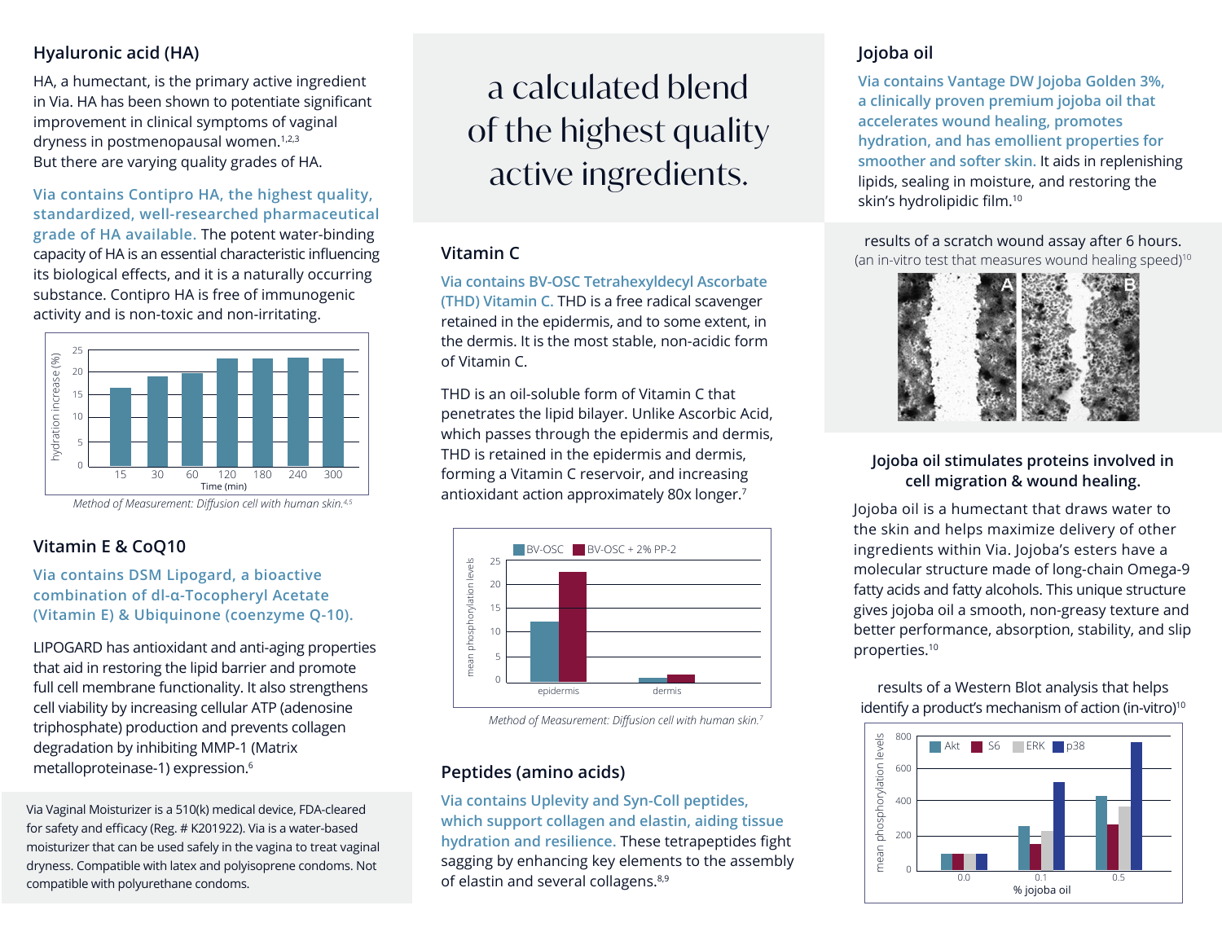## Hyaluronic acid (HA)

HA, a humectant, is the primary active ingredient in Via. HA has been shown to potentiate significant improvement in clinical symptoms of vaginal dryness in postmenopausal women.[1,2,3] But there are varying quality grades of HA.

**Via contains Contipro HA, the highest quality, standardized, well-researched pharmaceutical grade of HA available.** The potent water-binding capacity of HA is an essential characteristic influencing its biological effects, and it is a naturally occurring substance. Contipro HA is free of immunogenic activity and is non-toxic and non-irritating.

hydration increase (%)
25
20
15
10
5
0
15 30 60 120 180 240 300
Time (min)

*Method of Measurement: Diffusion cell with human skin.[4,5]*

## Vitamin E & CoQ10

**Via contains DSM Lipogard, a bioactive combination of dl-α-Tocopheryl Acetate (Vitamin E) & Ubiquinone (coenzyme Q-10).**

LIPOGARD has antioxidant and anti-aging properties that aid in restoring the lipid barrier and promote full cell membrane functionality. It also strengthens cell viability by increasing cellular ATP (adenosine triphosphate) production and prevents collagen degradation by inhibiting MMP-1 (Matrix metalloproteinase-1) expression.[6]

Via Vaginal Moisturizer is a 510(k) medical device, FDA-cleared for safety and efficacy (Reg. # K201922). Via is a water-based moisturizer that can be used safely in the vagina to treat vaginal dryness. Compatible with latex and polyisoprene condoms. Not compatible with polyurethane condoms.

# a calculated blend of the highest quality active ingredients.

## Vitamin C

**Via contains BV-OSC Tetrahexyldecyl Ascorbate (THD) Vitamin C.** THD is a free radical scavenger retained in the epidermis and, to some extent, in the dermis. It is the most stable, non-acidic form of Vitamin C.

THD is an oil-soluble form of Vitamin C that penetrates the lipid bilayer. Unlike Ascorbic Acid, which passes through the epidermis and dermis, THD is retained in the epidermis and dermis, forming a Vitamin C reservoir, and increasing antioxidant action approximately 80x longer.[7]

BV-OSC
BV-OSC + 2% PP-2
mean phosphorylation levels
25
20
15
10
5
0
epidermis
dermis

*Method of Measurement: Diffusion cell with human skin.[7]*

## Peptides (amino acids)

**Via contains Uplevity and Syn-Coll peptides, which support collagen and elastin, aiding tissue hydration and resilience.** These tetrapeptides fight sagging by enhancing key elements to the assembly of elastin and several collagens.[8,9]

## Jojoba oil

**Via contains Vantage DW Jojoba Golden 3%, a clinically proven premium jojoba oil that accelerates wound healing, promotes hydration, and has emollient properties for smoother and softer skin.** It aids in replenishing lipids, sealing in moisture, and restoring the skin's hydrolipidic film.[10]

results of a scratch wound assay after 6 hours.
(an in-vitro test that measures wound healing speed)[10]

A
B

### Jojoba oil stimulates proteins involved in cell migration & wound healing.

Jojoba oil is a humectant that draws water to the skin and helps maximize delivery of other ingredients within Via. Jojoba's esters have a molecular structure made of long-chain Omega-9 fatty acids and fatty alcohols. This unique structure gives jojoba oil a smooth, non-greasy texture and better performance, absorption, stability, and slip properties.[10]

results of a Western Blot analysis that helps identify a product's mechanism of action (in-vitro)[10]

Akt
S6
ERK
p38
mean phosphorylation levels
800
600
400
200
0
0.0
0.1
0.5
% jojoba oil